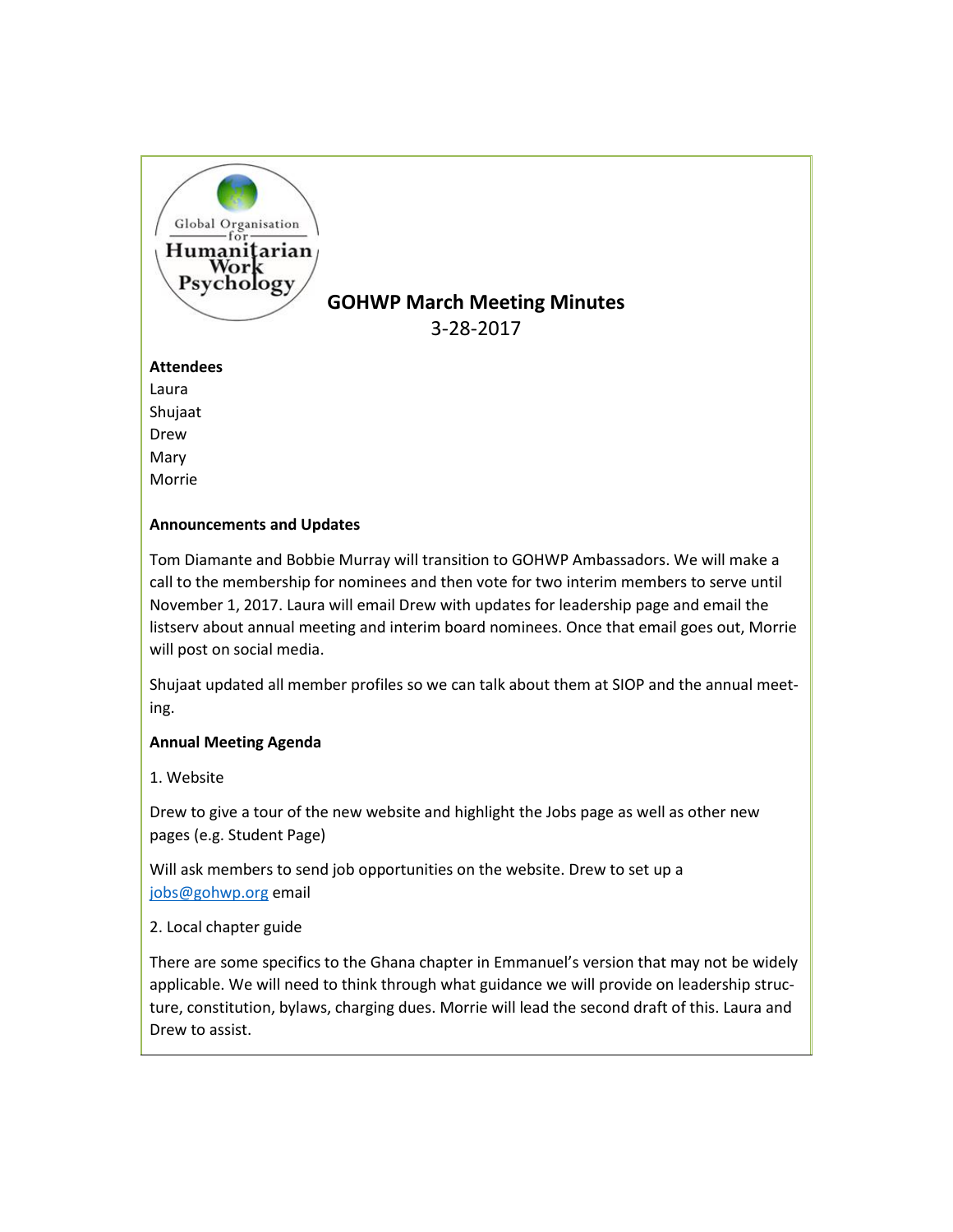# GOHWP March Meeting Minutes

3-28-2017

**Attendees**

Laura
Shujaat
Drew
Mary
Morrie

**Announcements and Updates**

Tom Diamante and Bobbie Murray will transition to GOHWP Ambassadors. We will make a call to the membership for nominees and then vote for two interim members to serve until November 1, 2017. Laura will email Drew with updates for leadership page and email the listserv about annual meeting and interim board nominees. Once that email goes out, Morrie will post on social media.

Shujaat updated all member profiles so we can talk about them at SIOP and the annual meeting.

**Annual Meeting Agenda**

1. Website

Drew to give a tour of the new website and highlight the Jobs page as well as other new pages (e.g. Student Page)

Will ask members to send job opportunities on the website. Drew to set up a jobs@gohwp.org email

2. Local chapter guide

There are some specifics to the Ghana chapter in Emmanuel's version that may not be widely applicable. We will need to think through what guidance we will provide on leadership structure, constitution, bylaws, charging dues. Morrie will lead the second draft of this. Laura and Drew to assist.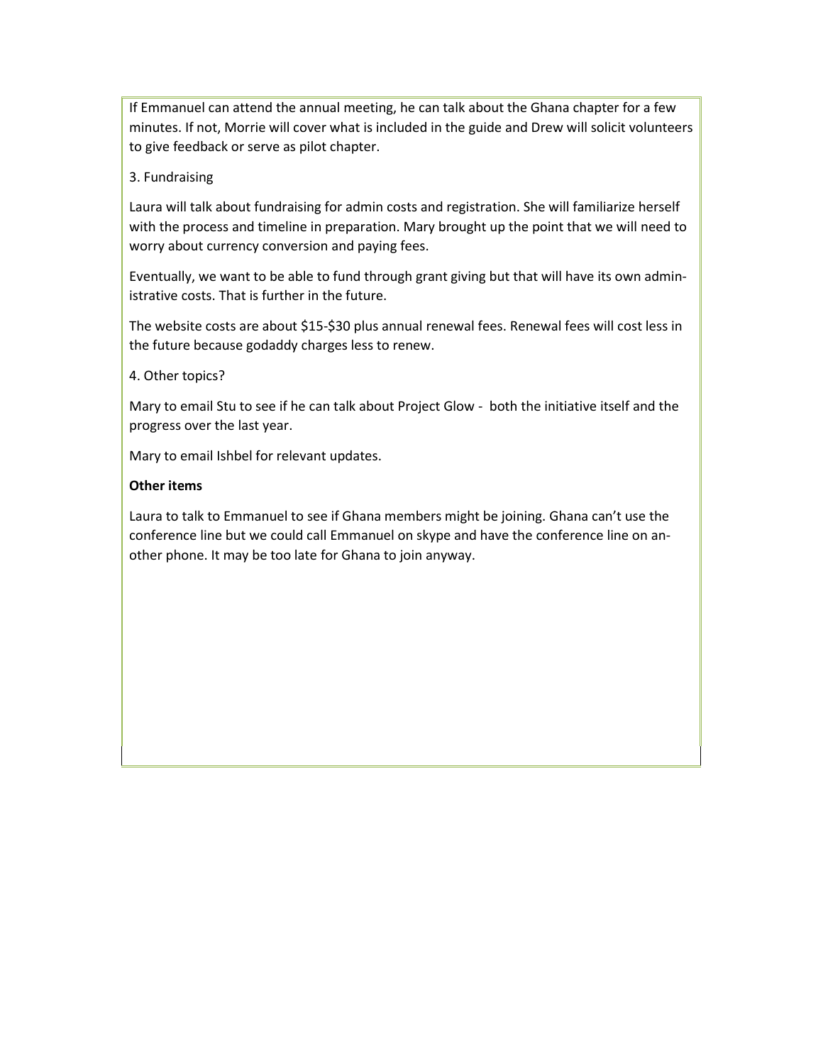If Emmanuel can attend the annual meeting, he can talk about the Ghana chapter for a few minutes. If not, Morrie will cover what is included in the guide and Drew will solicit volunteers to give feedback or serve as pilot chapter.

3. Fundraising

Laura will talk about fundraising for admin costs and registration. She will familiarize herself with the process and timeline in preparation. Mary brought up the point that we will need to worry about currency conversion and paying fees.

Eventually, we want to be able to fund through grant giving but that will have its own administrative costs. That is further in the future.

The website costs are about $15-$30 plus annual renewal fees. Renewal fees will cost less in the future because godaddy charges less to renew.

4. Other topics?

Mary to email Stu to see if he can talk about Project Glow - both the initiative itself and the progress over the last year.

Mary to email Ishbel for relevant updates.

**Other items**

Laura to talk to Emmanuel to see if Ghana members might be joining. Ghana can't use the conference line but we could call Emmanuel on skype and have the conference line on another phone. It may be too late for Ghana to join anyway.